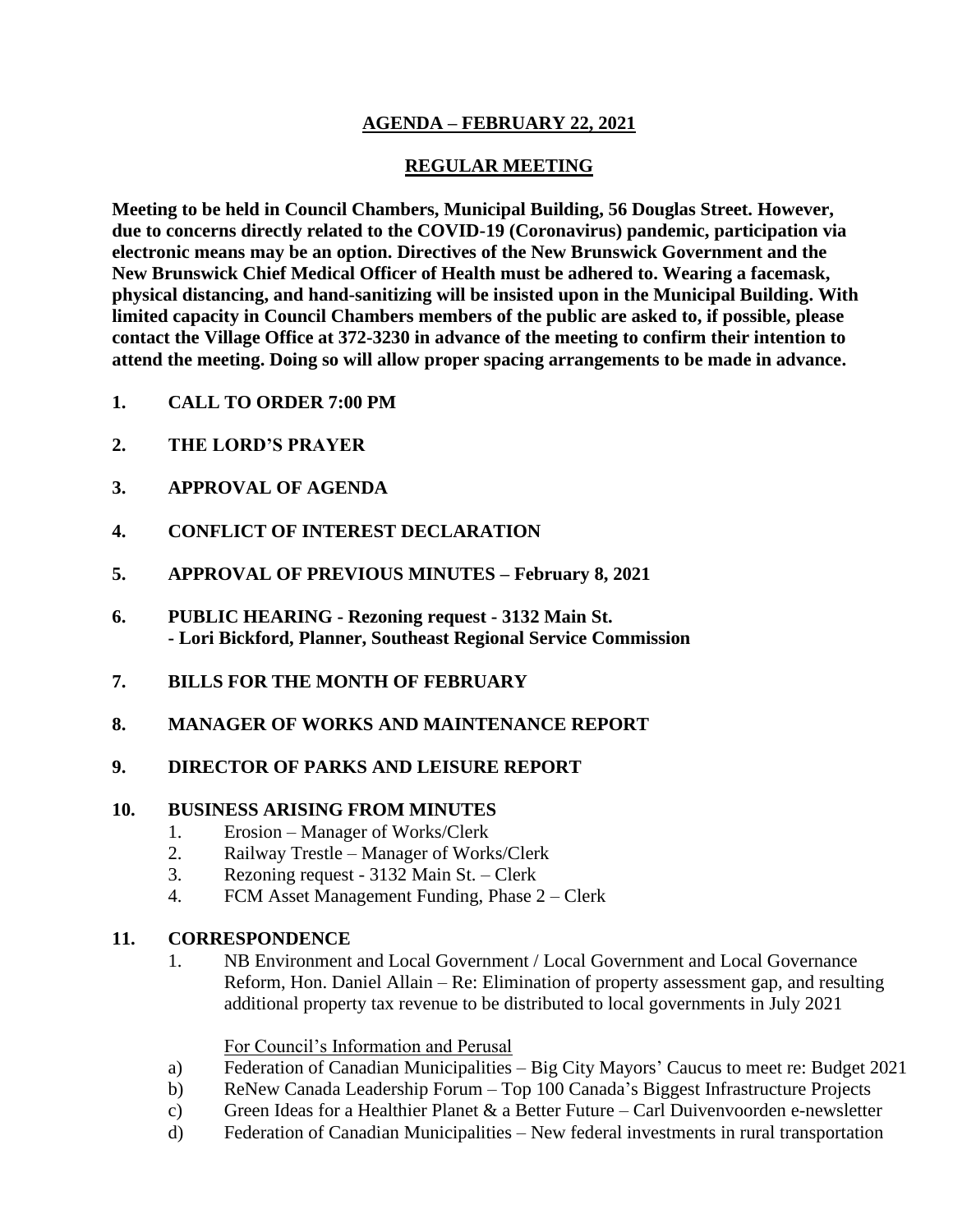# AGENDA – FEBRUARY 22, 2021

## REGULAR MEETING

**Meeting to be held in Council Chambers, Municipal Building, 56 Douglas Street. However, due to concerns directly related to the COVID-19 (Coronavirus) pandemic, participation via electronic means may be an option. Directives of the New Brunswick Government and the New Brunswick Chief Medical Officer of Health must be adhered to. Wearing a facemask, physical distancing, and hand-sanitizing will be insisted upon in the Municipal Building. With limited capacity in Council Chambers members of the public are asked to, if possible, please contact the Village Office at 372-3230 in advance of the meeting to confirm their intention to attend the meeting. Doing so will allow proper spacing arrangements to be made in advance.**

**1. CALL TO ORDER 7:00 PM**

**2. THE LORD'S PRAYER**

**3. APPROVAL OF AGENDA**

**4. CONFLICT OF INTEREST DECLARATION**

**5. APPROVAL OF PREVIOUS MINUTES – February 8, 2021**

**6. PUBLIC HEARING - Rezoning request - 3132 Main St.**
**- Lori Bickford, Planner, Southeast Regional Service Commission**

**7. BILLS FOR THE MONTH OF FEBRUARY**

**8. MANAGER OF WORKS AND MAINTENANCE REPORT**

**9. DIRECTOR OF PARKS AND LEISURE REPORT**

**10. BUSINESS ARISING FROM MINUTES**

1. Erosion – Manager of Works/Clerk
2. Railway Trestle – Manager of Works/Clerk
3. Rezoning request - 3132 Main St. – Clerk
4. FCM Asset Management Funding, Phase 2 – Clerk

**11. CORRESPONDENCE**

1. NB Environment and Local Government / Local Government and Local Governance Reform, Hon. Daniel Allain – Re: Elimination of property assessment gap, and resulting additional property tax revenue to be distributed to local governments in July 2021

<u>For Council's Information and Perusal</u>

a) Federation of Canadian Municipalities – Big City Mayors' Caucus to meet re: Budget 2021
b) ReNew Canada Leadership Forum – Top 100 Canada's Biggest Infrastructure Projects
c) Green Ideas for a Healthier Planet & a Better Future – Carl Duivenvoorden e-newsletter
d) Federation of Canadian Municipalities – New federal investments in rural transportation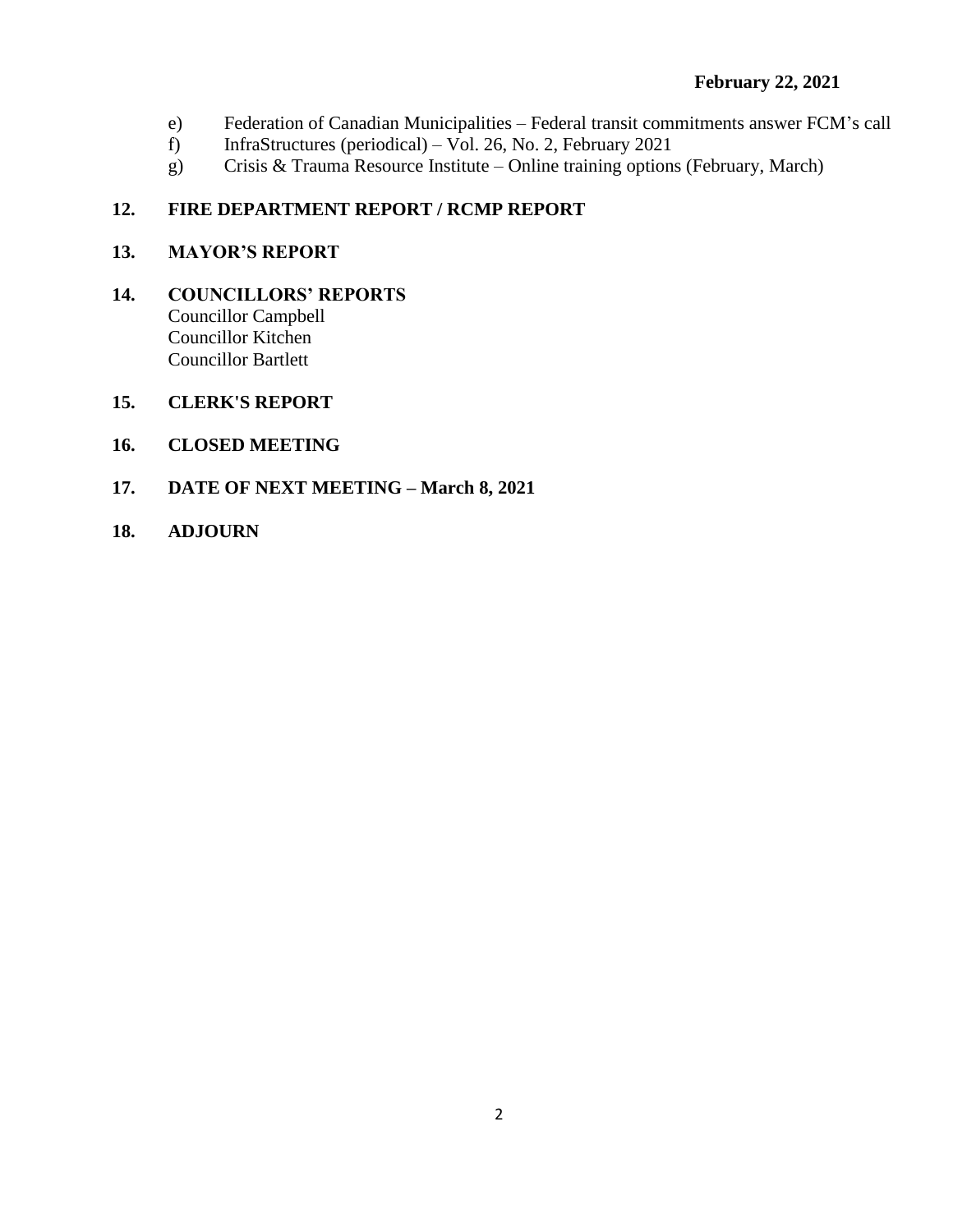**February 22, 2021**

e) Federation of Canadian Municipalities – Federal transit commitments answer FCM's call
f) InfraStructures (periodical) – Vol. 26, No. 2, February 2021
g) Crisis & Trauma Resource Institute – Online training options (February, March)

**12. FIRE DEPARTMENT REPORT / RCMP REPORT**

**13. MAYOR'S REPORT**

**14. COUNCILLORS' REPORTS**
Councillor Campbell
Councillor Kitchen
Councillor Bartlett

**15. CLERK'S REPORT**

**16. CLOSED MEETING**

**17. DATE OF NEXT MEETING – March 8, 2021**

**18. ADJOURN**